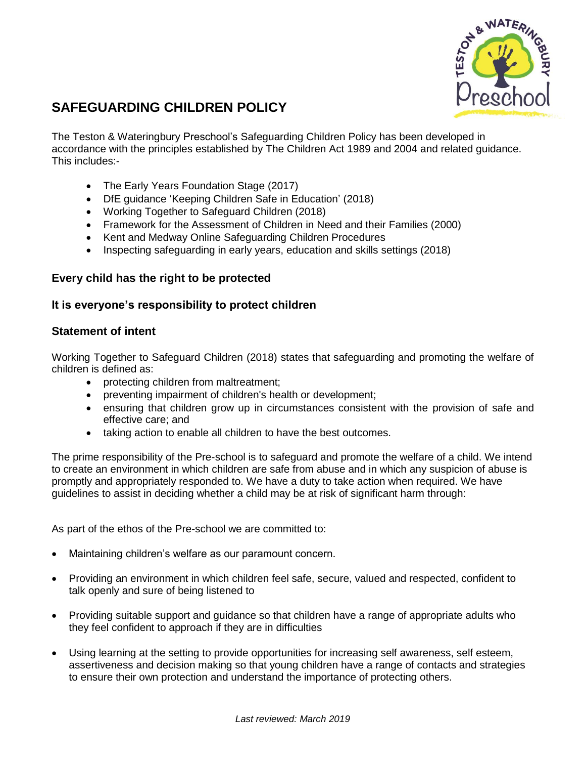# SAFEGUARDING CHILDREN POLICY

The Teston & Wateringbury Preschool's Safeguarding Children Policy has been developed in accordance with the principles established by The Children Act 1989 and 2004 and related guidance. This includes:-

- The Early Years Foundation Stage (2017)
- DfE guidance 'Keeping Children Safe in Education' (2018)
- Working Together to Safeguard Children (2018)
- Framework for the Assessment of Children in Need and their Families (2000)
- Kent and Medway Online Safeguarding Children Procedures
- Inspecting safeguarding in early years, education and skills settings (2018)

### Every child has the right to be protected

### It is everyone's responsibility to protect children

### Statement of intent

Working Together to Safeguard Children (2018) states that safeguarding and promoting the welfare of children is defined as:

- protecting children from maltreatment;
- preventing impairment of children's health or development;
- ensuring that children grow up in circumstances consistent with the provision of safe and effective care; and
- taking action to enable all children to have the best outcomes.

The prime responsibility of the Pre-school is to safeguard and promote the welfare of a child. We intend to create an environment in which children are safe from abuse and in which any suspicion of abuse is promptly and appropriately responded to. We have a duty to take action when required. We have guidelines to assist in deciding whether a child may be at risk of significant harm through:

As part of the ethos of the Pre-school we are committed to:

- Maintaining children's welfare as our paramount concern.
- Providing an environment in which children feel safe, secure, valued and respected, confident to talk openly and sure of being listened to
- Providing suitable support and guidance so that children have a range of appropriate adults who they feel confident to approach if they are in difficulties
- Using learning at the setting to provide opportunities for increasing self awareness, self esteem, assertiveness and decision making so that young children have a range of contacts and strategies to ensure their own protection and understand the importance of protecting others.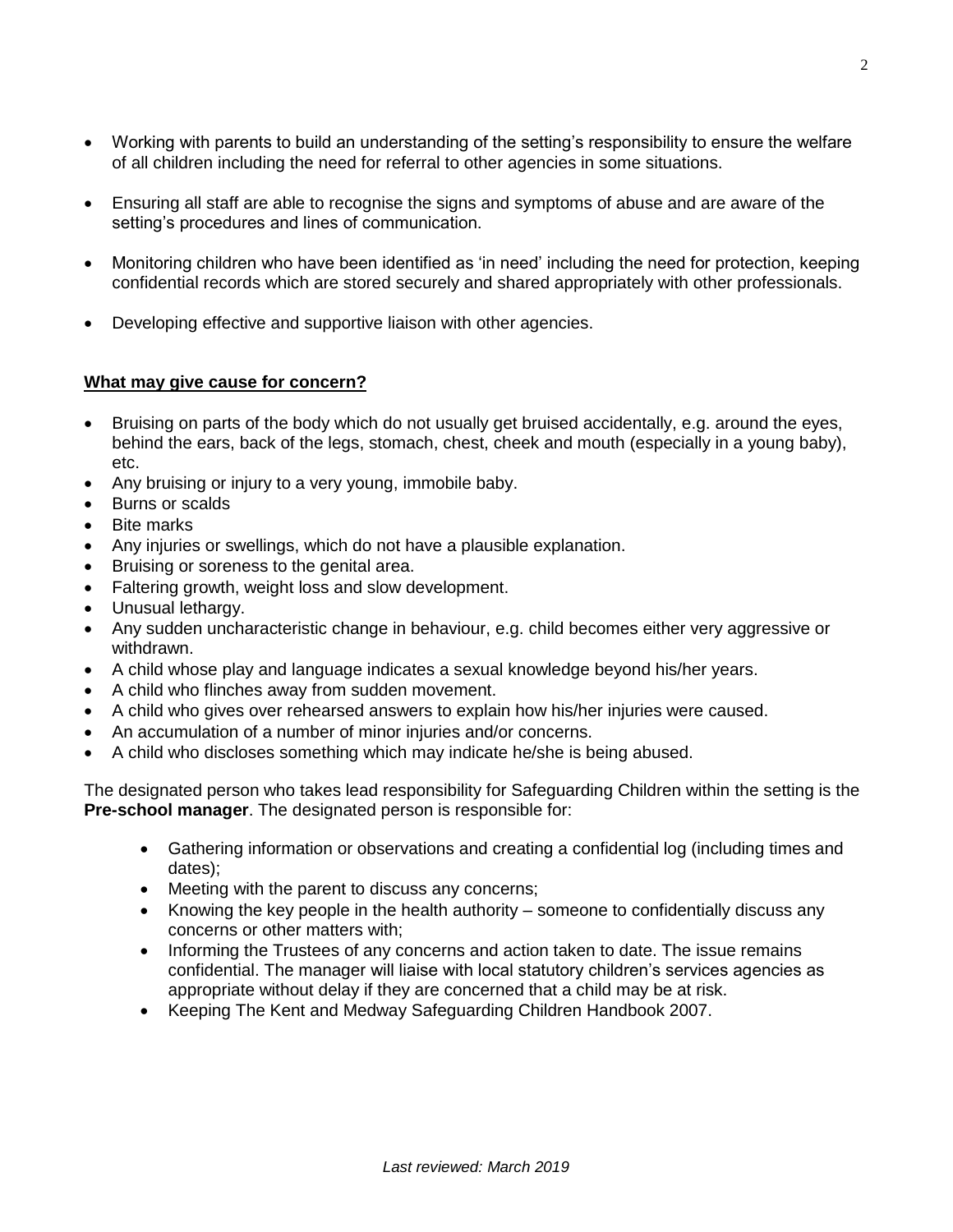- Working with parents to build an understanding of the setting's responsibility to ensure the welfare of all children including the need for referral to other agencies in some situations.

- Ensuring all staff are able to recognise the signs and symptoms of abuse and are aware of the setting's procedures and lines of communication.

- Monitoring children who have been identified as 'in need' including the need for protection, keeping confidential records which are stored securely and shared appropriately with other professionals.

- Developing effective and supportive liaison with other agencies.

**What may give cause for concern?**

- Bruising on parts of the body which do not usually get bruised accidentally, e.g. around the eyes, behind the ears, back of the legs, stomach, chest, cheek and mouth (especially in a young baby), etc.
- Any bruising or injury to a very young, immobile baby.
- Burns or scalds
- Bite marks
- Any injuries or swellings, which do not have a plausible explanation.
- Bruising or soreness to the genital area.
- Faltering growth, weight loss and slow development.
- Unusual lethargy.
- Any sudden uncharacteristic change in behaviour, e.g. child becomes either very aggressive or withdrawn.
- A child whose play and language indicates a sexual knowledge beyond his/her years.
- A child who flinches away from sudden movement.
- A child who gives over rehearsed answers to explain how his/her injuries were caused.
- An accumulation of a number of minor injuries and/or concerns.
- A child who discloses something which may indicate he/she is being abused.

The designated person who takes lead responsibility for Safeguarding Children within the setting is the **Pre-school manager**. The designated person is responsible for:

- Gathering information or observations and creating a confidential log (including times and dates);
- Meeting with the parent to discuss any concerns;
- Knowing the key people in the health authority – someone to confidentially discuss any concerns or other matters with;
- Informing the Trustees of any concerns and action taken to date. The issue remains confidential. The manager will liaise with local statutory children's services agencies as appropriate without delay if they are concerned that a child may be at risk.
- Keeping The Kent and Medway Safeguarding Children Handbook 2007.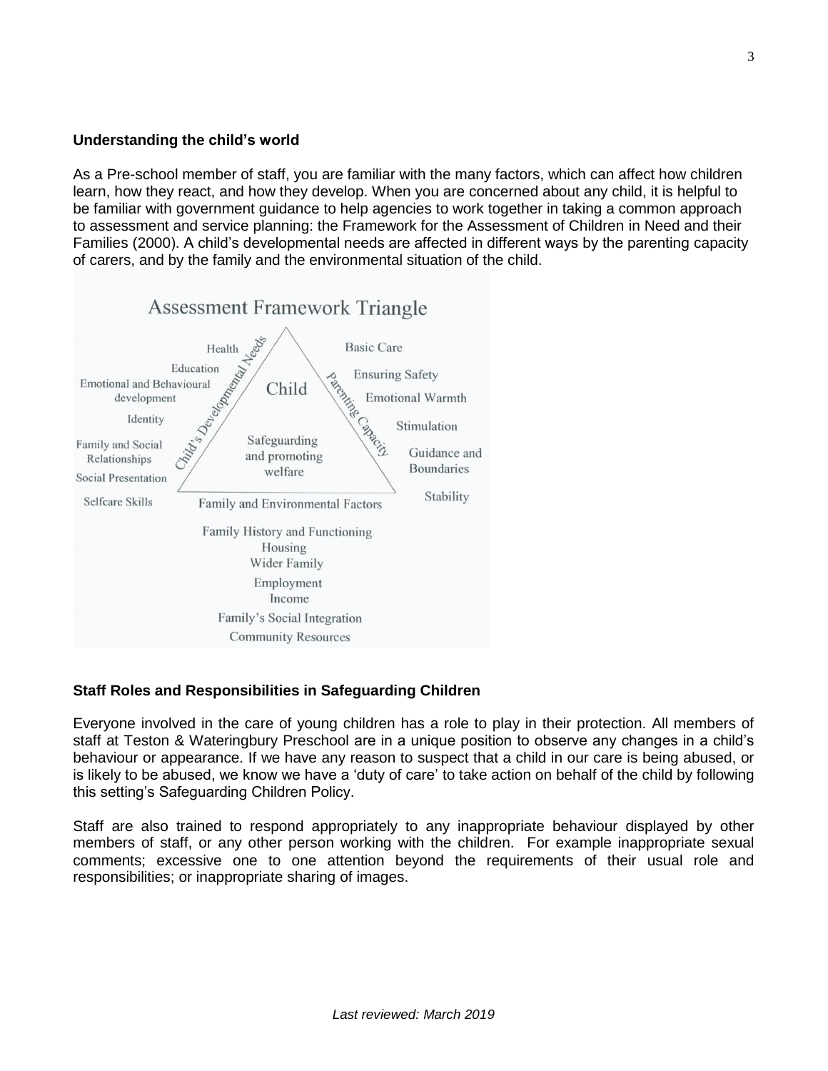**Understanding the child's world**

As a Pre-school member of staff, you are familiar with the many factors, which can affect how children learn, how they react, and how they develop. When you are concerned about any child, it is helpful to be familiar with government guidance to help agencies to work together in taking a common approach to assessment and service planning: the Framework for the Assessment of Children in Need and their Families (2000). A child's developmental needs are affected in different ways by the parenting capacity of carers, and by the family and the environmental situation of the child.

Assessment Framework Triangle

Child

Safeguarding and promoting welfare

Child's Developmental Needs: Health, Education, Emotional and Behavioural development, Identity, Family and Social Relationships, Social Presentation, Selfcare Skills

Parenting Capacity: Basic Care, Ensuring Safety, Emotional Warmth, Stimulation, Guidance and Boundaries, Stability

Family and Environmental Factors: Family History and Functioning, Housing, Wider Family, Employment, Income, Family's Social Integration, Community Resources

**Staff Roles and Responsibilities in Safeguarding Children**

Everyone involved in the care of young children has a role to play in their protection. All members of staff at Teston & Wateringbury Preschool are in a unique position to observe any changes in a child's behaviour or appearance. If we have any reason to suspect that a child in our care is being abused, or is likely to be abused, we know we have a 'duty of care' to take action on behalf of the child by following this setting's Safeguarding Children Policy.

Staff are also trained to respond appropriately to any inappropriate behaviour displayed by other members of staff, or any other person working with the children. For example inappropriate sexual comments; excessive one to one attention beyond the requirements of their usual role and responsibilities; or inappropriate sharing of images.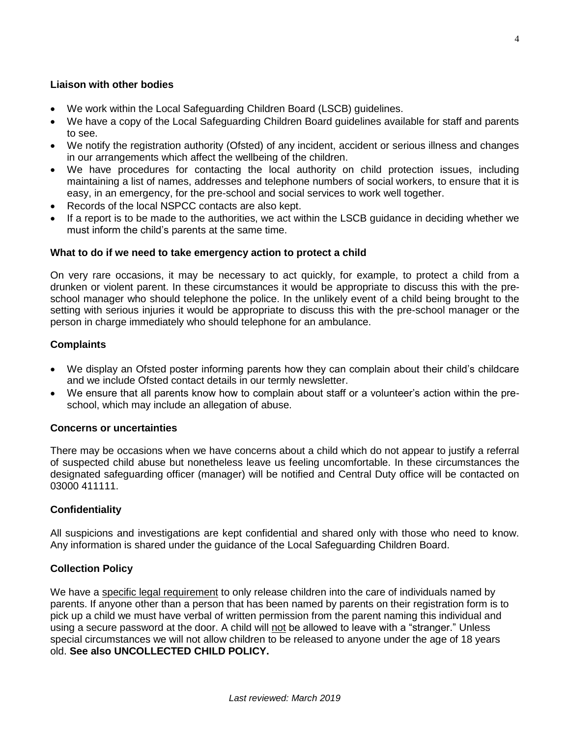### Liaison with other bodies

- We work within the Local Safeguarding Children Board (LSCB) guidelines.
- We have a copy of the Local Safeguarding Children Board guidelines available for staff and parents to see.
- We notify the registration authority (Ofsted) of any incident, accident or serious illness and changes in our arrangements which affect the wellbeing of the children.
- We have procedures for contacting the local authority on child protection issues, including maintaining a list of names, addresses and telephone numbers of social workers, to ensure that it is easy, in an emergency, for the pre-school and social services to work well together.
- Records of the local NSPCC contacts are also kept.
- If a report is to be made to the authorities, we act within the LSCB guidance in deciding whether we must inform the child's parents at the same time.

### What to do if we need to take emergency action to protect a child

On very rare occasions, it may be necessary to act quickly, for example, to protect a child from a drunken or violent parent. In these circumstances it would be appropriate to discuss this with the pre-school manager who should telephone the police. In the unlikely event of a child being brought to the setting with serious injuries it would be appropriate to discuss this with the pre-school manager or the person in charge immediately who should telephone for an ambulance.

### Complaints

- We display an Ofsted poster informing parents how they can complain about their child's childcare and we include Ofsted contact details in our termly newsletter.
- We ensure that all parents know how to complain about staff or a volunteer's action within the pre-school, which may include an allegation of abuse.

### Concerns or uncertainties

There may be occasions when we have concerns about a child which do not appear to justify a referral of suspected child abuse but nonetheless leave us feeling uncomfortable. In these circumstances the designated safeguarding officer (manager) will be notified and Central Duty office will be contacted on 03000 411111.

### Confidentiality

All suspicions and investigations are kept confidential and shared only with those who need to know. Any information is shared under the guidance of the Local Safeguarding Children Board.

### Collection Policy

We have a <u>specific legal requirement</u> to only release children into the care of individuals named by parents. If anyone other than a person that has been named by parents on their registration form is to pick up a child we must have verbal of written permission from the parent naming this individual and using a secure password at the door. A child will <u>not</u> be allowed to leave with a "stranger." Unless special circumstances we will not allow children to be released to anyone under the age of 18 years old. **See also UNCOLLECTED CHILD POLICY.**

*Last reviewed: March 2019*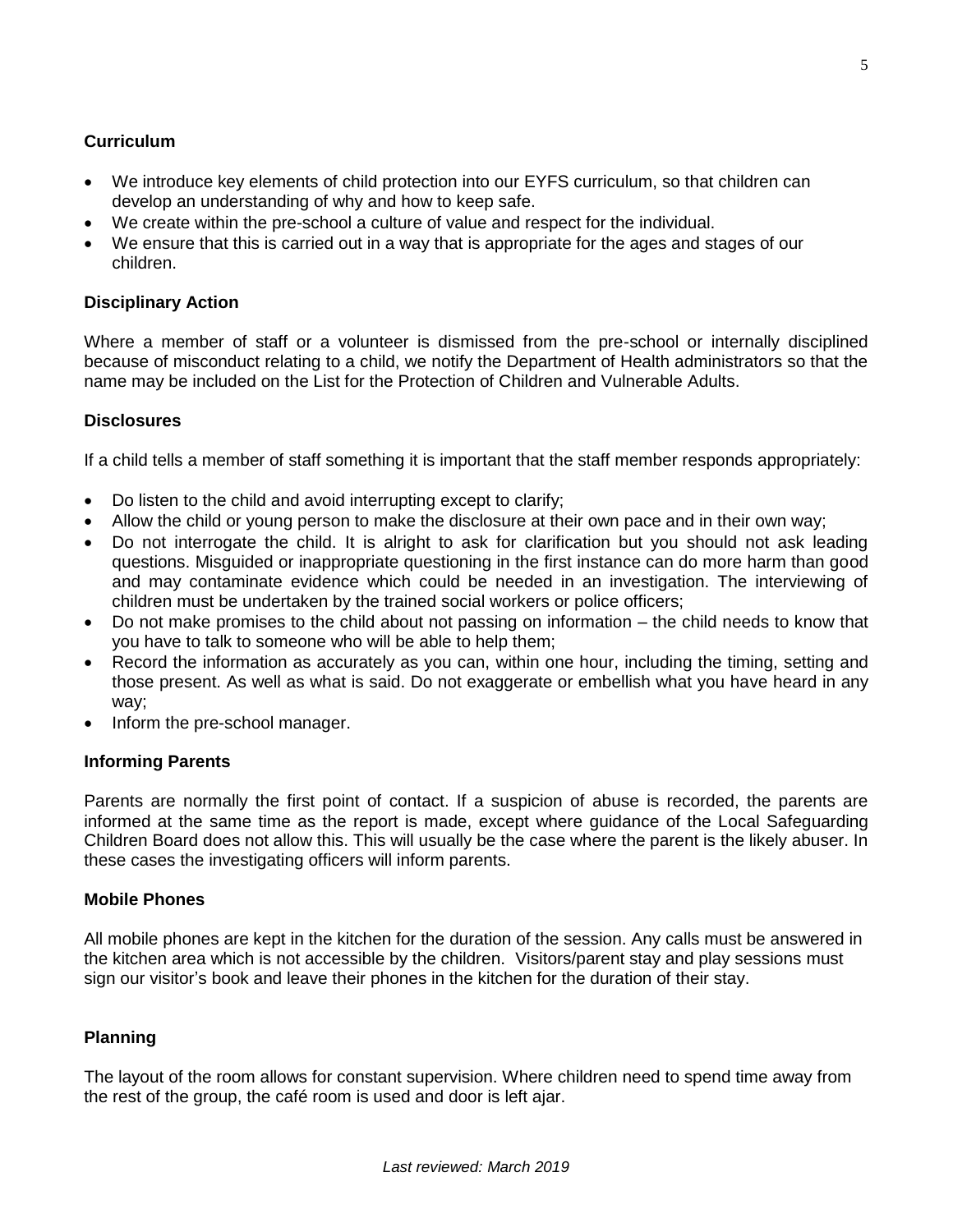### Curriculum

- We introduce key elements of child protection into our EYFS curriculum, so that children can develop an understanding of why and how to keep safe.
- We create within the pre-school a culture of value and respect for the individual.
- We ensure that this is carried out in a way that is appropriate for the ages and stages of our children.

### Disciplinary Action

Where a member of staff or a volunteer is dismissed from the pre-school or internally disciplined because of misconduct relating to a child, we notify the Department of Health administrators so that the name may be included on the List for the Protection of Children and Vulnerable Adults.

### Disclosures

If a child tells a member of staff something it is important that the staff member responds appropriately:

- Do listen to the child and avoid interrupting except to clarify;
- Allow the child or young person to make the disclosure at their own pace and in their own way;
- Do not interrogate the child. It is alright to ask for clarification but you should not ask leading questions. Misguided or inappropriate questioning in the first instance can do more harm than good and may contaminate evidence which could be needed in an investigation. The interviewing of children must be undertaken by the trained social workers or police officers;
- Do not make promises to the child about not passing on information – the child needs to know that you have to talk to someone who will be able to help them;
- Record the information as accurately as you can, within one hour, including the timing, setting and those present. As well as what is said. Do not exaggerate or embellish what you have heard in any way;
- Inform the pre-school manager.

### Informing Parents

Parents are normally the first point of contact. If a suspicion of abuse is recorded, the parents are informed at the same time as the report is made, except where guidance of the Local Safeguarding Children Board does not allow this. This will usually be the case where the parent is the likely abuser. In these cases the investigating officers will inform parents.

### Mobile Phones

All mobile phones are kept in the kitchen for the duration of the session. Any calls must be answered in the kitchen area which is not accessible by the children. Visitors/parent stay and play sessions must sign our visitor's book and leave their phones in the kitchen for the duration of their stay.

### Planning

The layout of the room allows for constant supervision. Where children need to spend time away from the rest of the group, the café room is used and door is left ajar.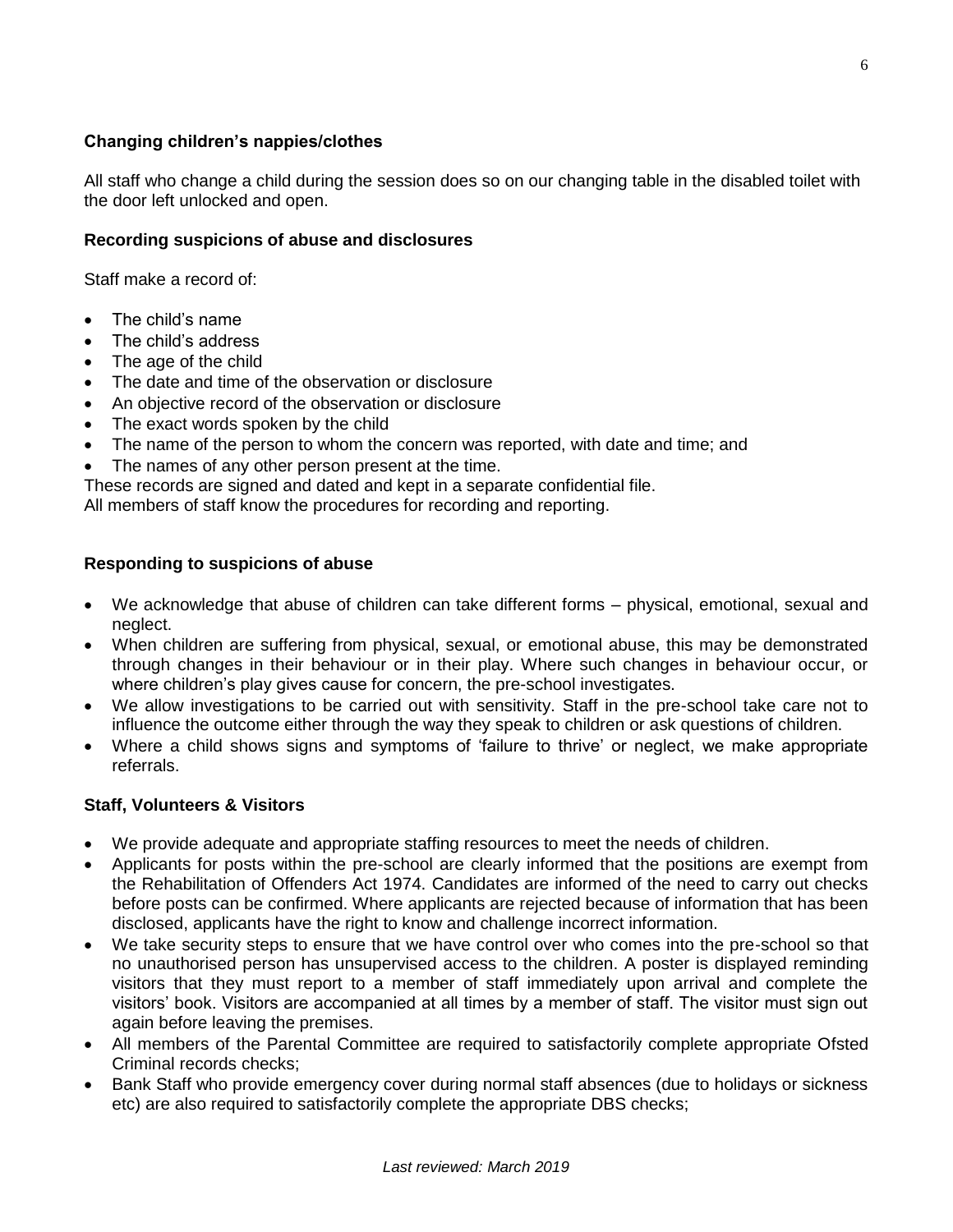### Changing children's nappies/clothes

All staff who change a child during the session does so on our changing table in the disabled toilet with the door left unlocked and open.

### Recording suspicions of abuse and disclosures

Staff make a record of:

- The child's name
- The child's address
- The age of the child
- The date and time of the observation or disclosure
- An objective record of the observation or disclosure
- The exact words spoken by the child
- The name of the person to whom the concern was reported, with date and time; and
- The names of any other person present at the time.

These records are signed and dated and kept in a separate confidential file.
All members of staff know the procedures for recording and reporting.

### Responding to suspicions of abuse

- We acknowledge that abuse of children can take different forms – physical, emotional, sexual and neglect.
- When children are suffering from physical, sexual, or emotional abuse, this may be demonstrated through changes in their behaviour or in their play. Where such changes in behaviour occur, or where children's play gives cause for concern, the pre-school investigates.
- We allow investigations to be carried out with sensitivity. Staff in the pre-school take care not to influence the outcome either through the way they speak to children or ask questions of children.
- Where a child shows signs and symptoms of 'failure to thrive' or neglect, we make appropriate referrals.

### Staff, Volunteers & Visitors

- We provide adequate and appropriate staffing resources to meet the needs of children.
- Applicants for posts within the pre-school are clearly informed that the positions are exempt from the Rehabilitation of Offenders Act 1974. Candidates are informed of the need to carry out checks before posts can be confirmed. Where applicants are rejected because of information that has been disclosed, applicants have the right to know and challenge incorrect information.
- We take security steps to ensure that we have control over who comes into the pre-school so that no unauthorised person has unsupervised access to the children. A poster is displayed reminding visitors that they must report to a member of staff immediately upon arrival and complete the visitors' book. Visitors are accompanied at all times by a member of staff. The visitor must sign out again before leaving the premises.
- All members of the Parental Committee are required to satisfactorily complete appropriate Ofsted Criminal records checks;
- Bank Staff who provide emergency cover during normal staff absences (due to holidays or sickness etc) are also required to satisfactorily complete the appropriate DBS checks;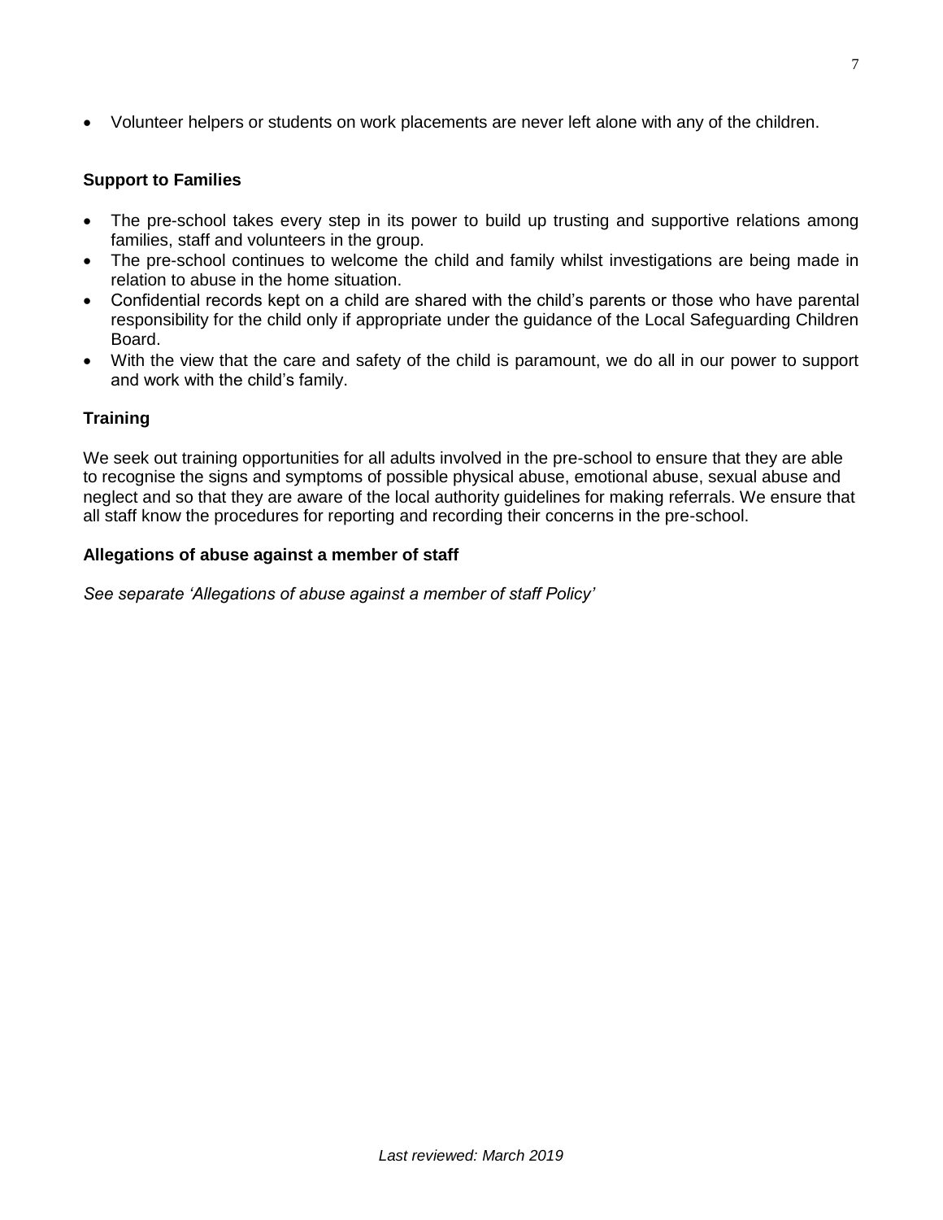- Volunteer helpers or students on work placements are never left alone with any of the children.

### Support to Families

- The pre-school takes every step in its power to build up trusting and supportive relations among families, staff and volunteers in the group.
- The pre-school continues to welcome the child and family whilst investigations are being made in relation to abuse in the home situation.
- Confidential records kept on a child are shared with the child's parents or those who have parental responsibility for the child only if appropriate under the guidance of the Local Safeguarding Children Board.
- With the view that the care and safety of the child is paramount, we do all in our power to support and work with the child's family.

### Training

We seek out training opportunities for all adults involved in the pre-school to ensure that they are able to recognise the signs and symptoms of possible physical abuse, emotional abuse, sexual abuse and neglect and so that they are aware of the local authority guidelines for making referrals. We ensure that all staff know the procedures for reporting and recording their concerns in the pre-school.

### Allegations of abuse against a member of staff

*See separate 'Allegations of abuse against a member of staff Policy'*

*Last reviewed: March 2019*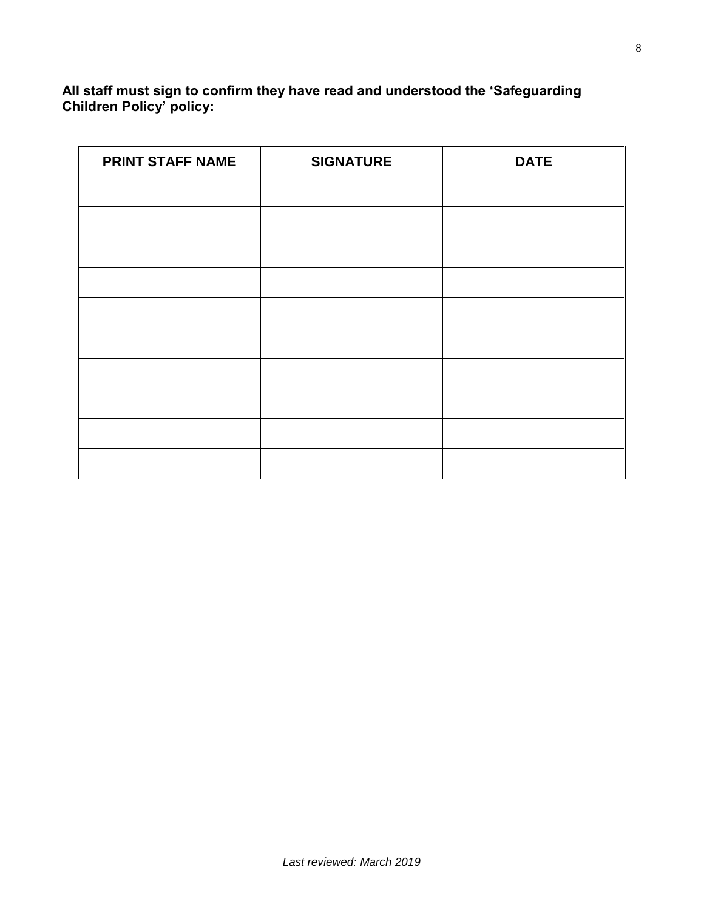**All staff must sign to confirm they have read and understood the 'Safeguarding Children Policy' policy:**

| PRINT STAFF NAME | SIGNATURE | DATE |
|---|---|---|
| | | |
| | | |
| | | |
| | | |
| | | |
| | | |
| | | |
| | | |
| | | |
| | | |

*Last reviewed: March 2019*